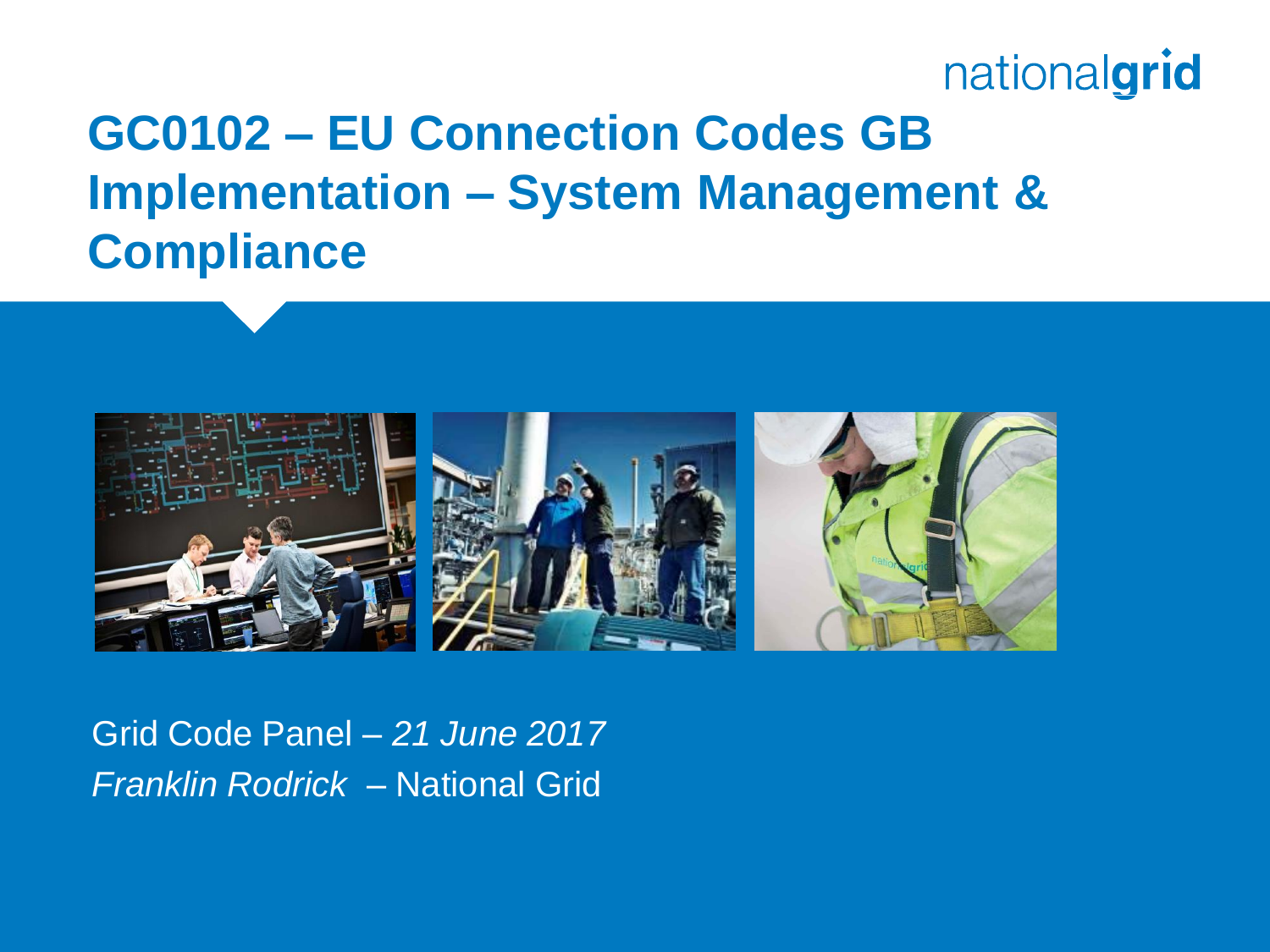# GC0102 – EU Connection Codes GB Implementation – System Management & Compliance

Grid Code Panel – *21 June 2017*

*Franklin Rodrick* – National Grid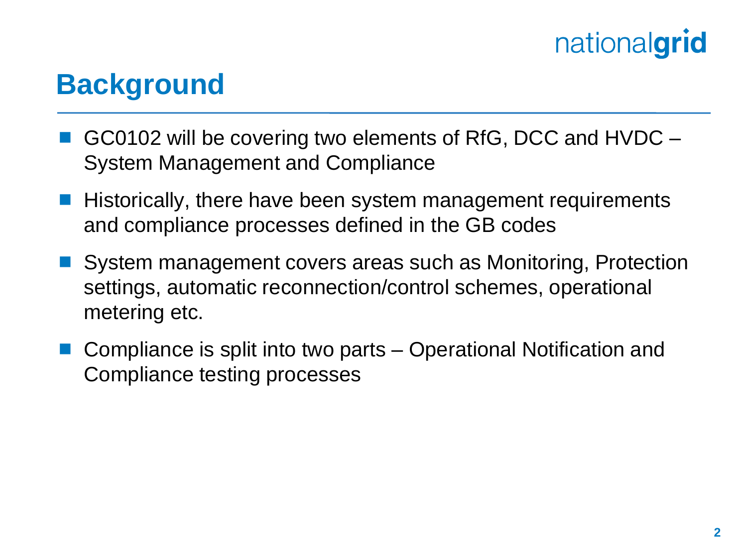# Background

- GC0102 will be covering two elements of RfG, DCC and HVDC – System Management and Compliance
- Historically, there have been system management requirements and compliance processes defined in the GB codes
- System management covers areas such as Monitoring, Protection settings, automatic reconnection/control schemes, operational metering etc.
- Compliance is split into two parts – Operational Notification and Compliance testing processes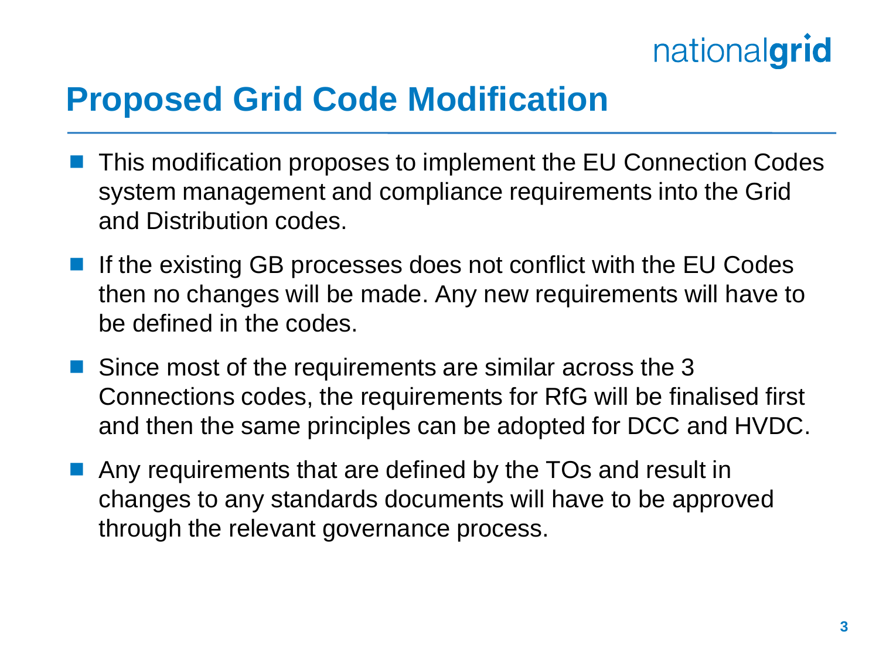# Proposed Grid Code Modification

- This modification proposes to implement the EU Connection Codes system management and compliance requirements into the Grid and Distribution codes.
- If the existing GB processes does not conflict with the EU Codes then no changes will be made. Any new requirements will have to be defined in the codes.
- Since most of the requirements are similar across the 3 Connections codes, the requirements for RfG will be finalised first and then the same principles can be adopted for DCC and HVDC.
- Any requirements that are defined by the TOs and result in changes to any standards documents will have to be approved through the relevant governance process.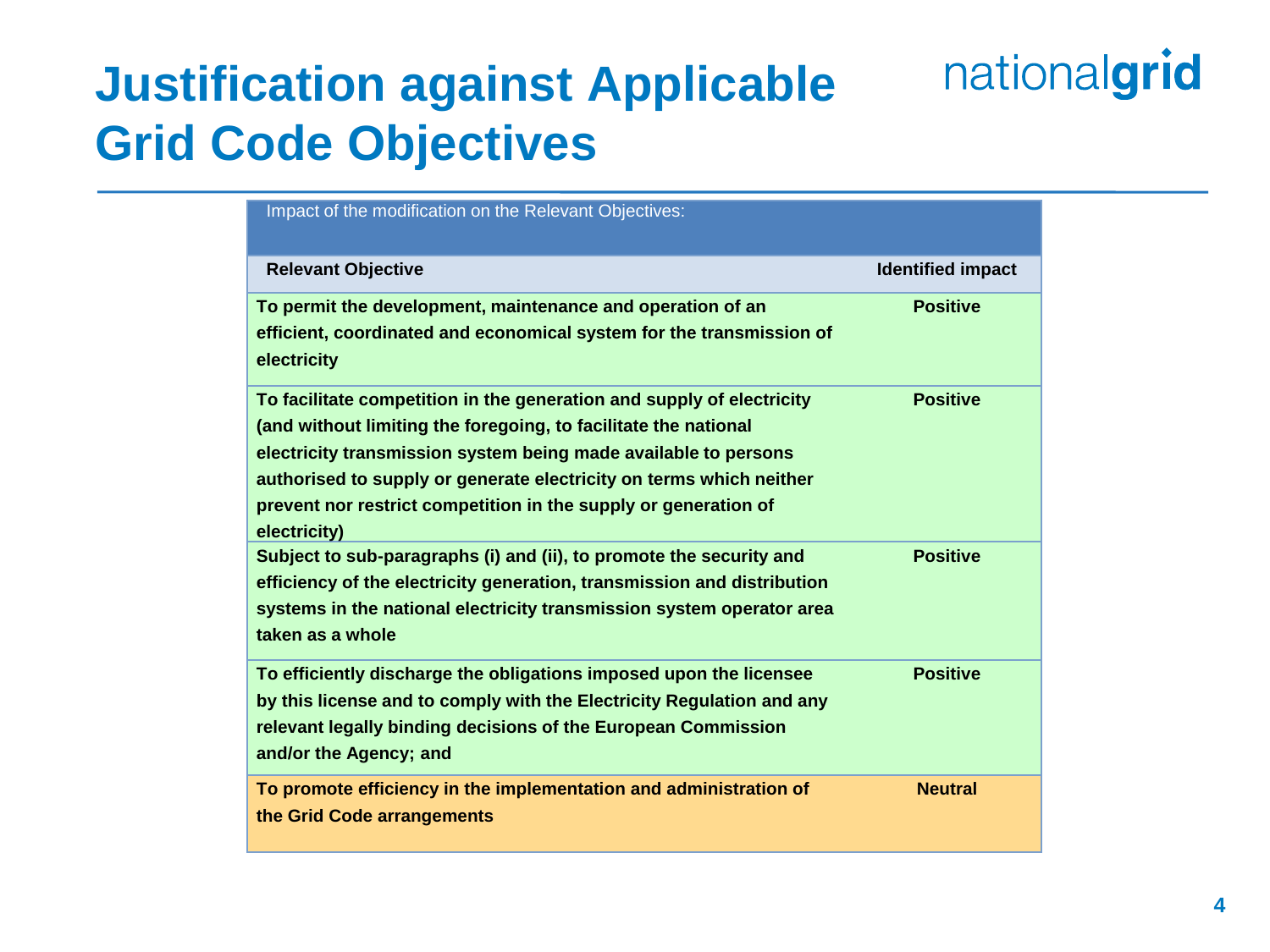# Justification against Applicable Grid Code Objectives

| Impact of the modification on the Relevant Objectives: | |
|---|---|
| **Relevant Objective** | **Identified impact** |
| **To permit the development, maintenance and operation of an efficient, coordinated and economical system for the transmission of electricity** | **Positive** |
| **To facilitate competition in the generation and supply of electricity (and without limiting the foregoing, to facilitate the national electricity transmission system being made available to persons authorised to supply or generate electricity on terms which neither prevent nor restrict competition in the supply or generation of electricity)** | **Positive** |
| **Subject to sub-paragraphs (i) and (ii), to promote the security and efficiency of the electricity generation, transmission and distribution systems in the national electricity transmission system operator area taken as a whole** | **Positive** |
| **To efficiently discharge the obligations imposed upon the licensee by this license and to comply with the Electricity Regulation and any relevant legally binding decisions of the European Commission and/or the Agency; and** | **Positive** |
| **To promote efficiency in the implementation and administration of the Grid Code arrangements** | **Neutral** |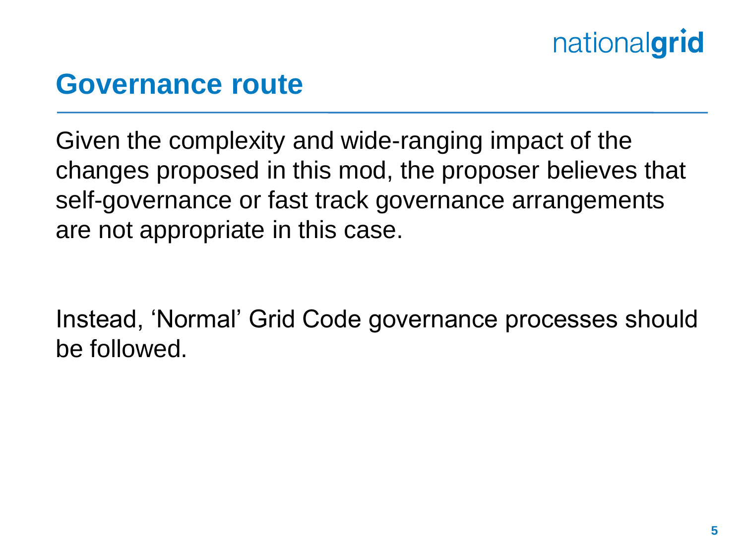# Governance route

Given the complexity and wide-ranging impact of the changes proposed in this mod, the proposer believes that self-governance or fast track governance arrangements are not appropriate in this case.

Instead, ‘Normal’ Grid Code governance processes should be followed.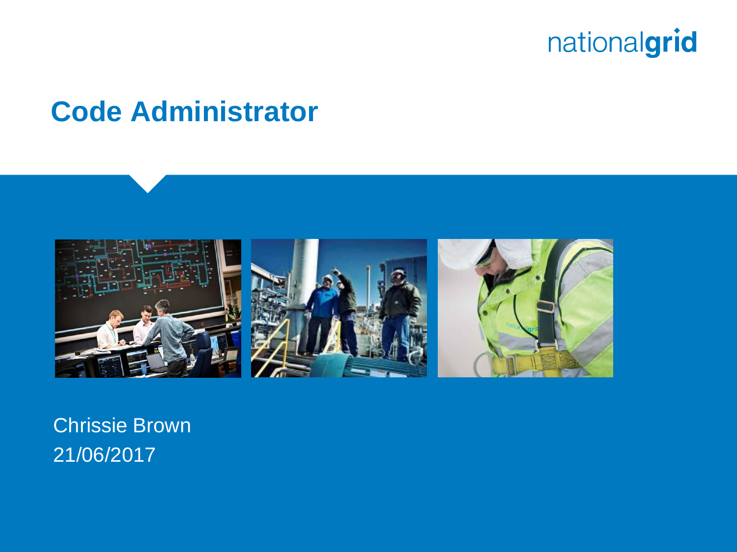nationalgrid

# Code Administrator

Chrissie Brown
21/06/2017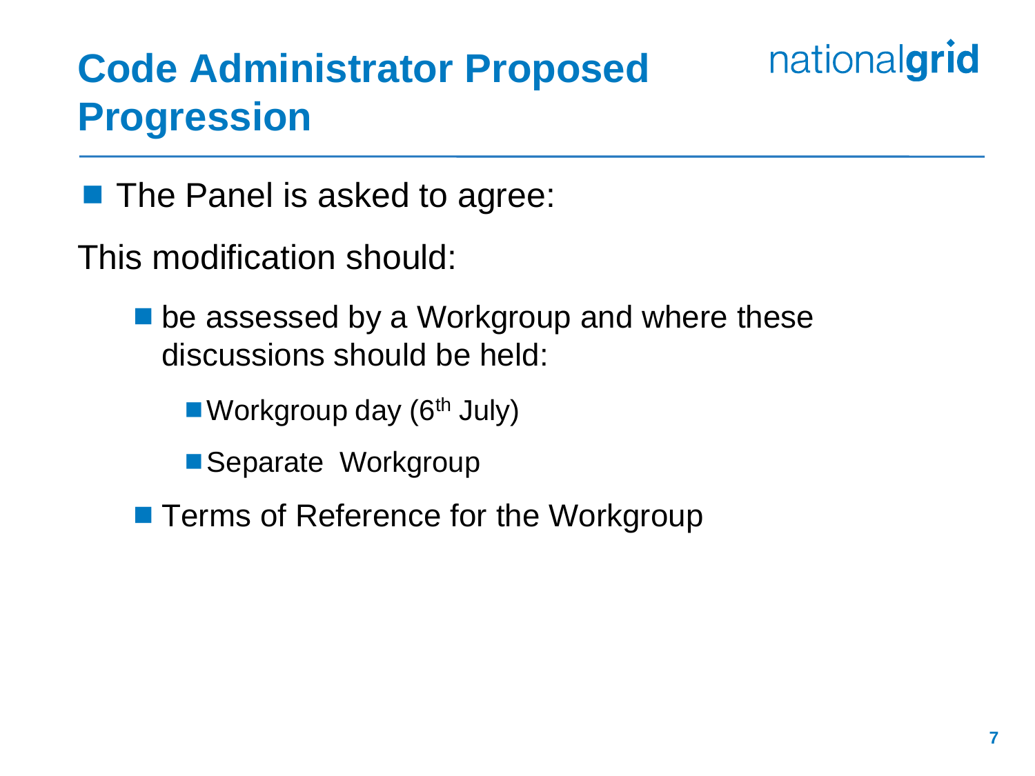# Code Administrator Proposed Progression

- The Panel is asked to agree:

This modification should:

- be assessed by a Workgroup and where these discussions should be held:
  - Workgroup day (6th July)
  - Separate Workgroup
- Terms of Reference for the Workgroup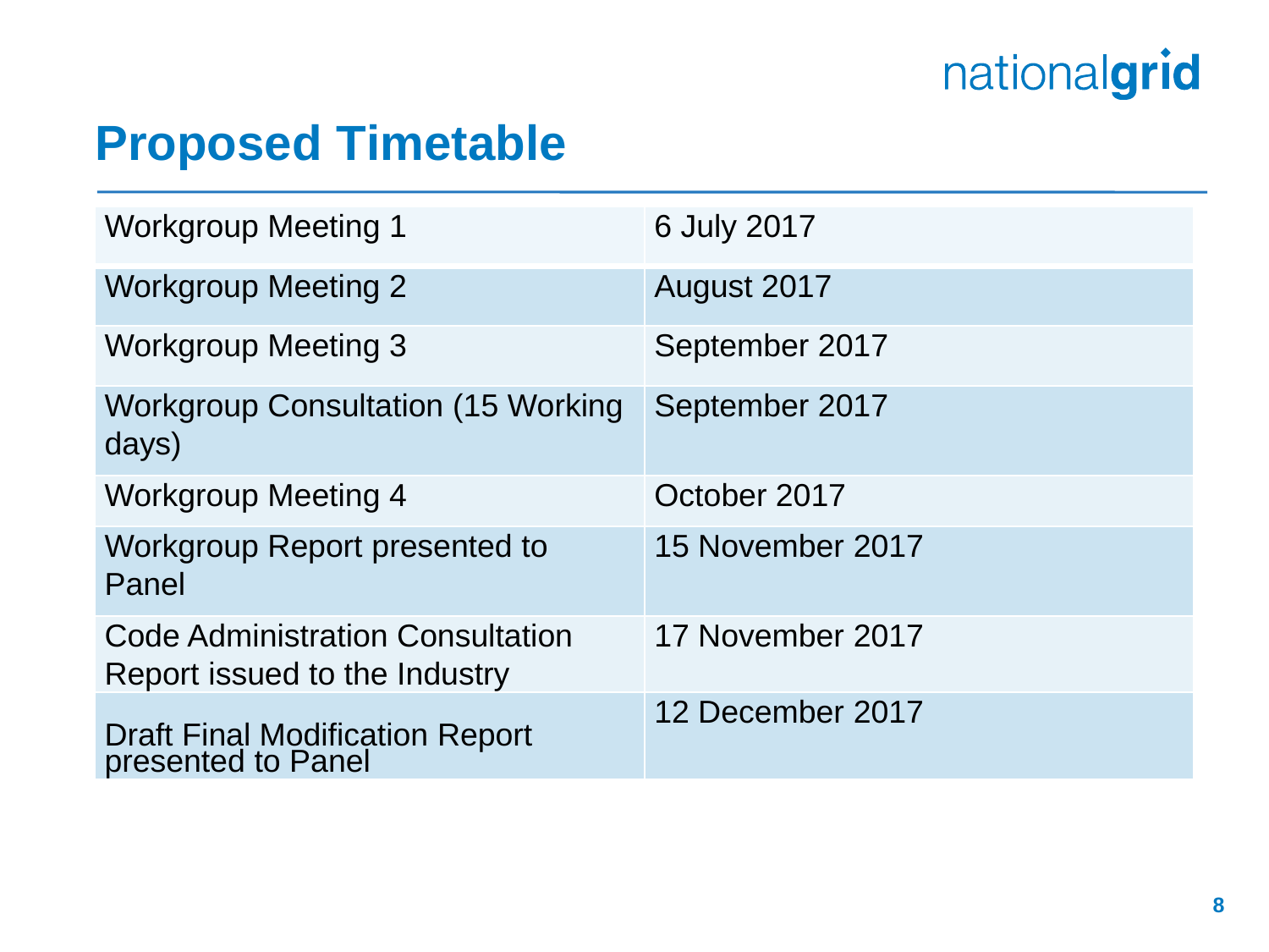# Proposed Timetable

| | |
|---|---|
| Workgroup Meeting 1 | 6 July 2017 |
| Workgroup Meeting 2 | August 2017 |
| Workgroup Meeting 3 | September 2017 |
| Workgroup Consultation (15 Working days) | September 2017 |
| Workgroup Meeting 4 | October 2017 |
| Workgroup Report presented to Panel | 15 November 2017 |
| Code Administration Consultation Report issued to the Industry | 17 November 2017 |
| Draft Final Modification Report presented to Panel | 12 December 2017 |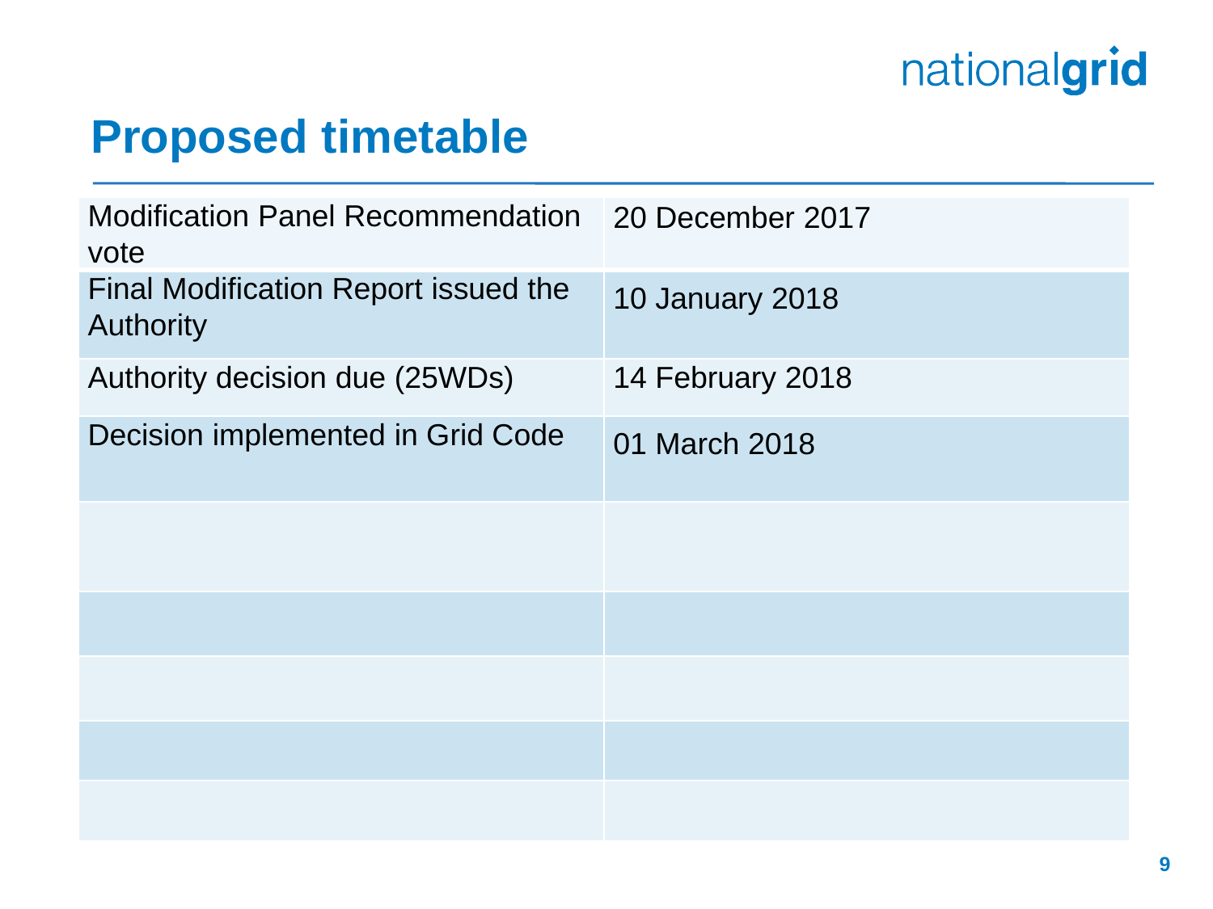# Proposed timetable

| | |
|---|---|
| Modification Panel Recommendation vote | 20 December 2017 |
| Final Modification Report issued the Authority | 10 January 2018 |
| Authority decision due (25WDs) | 14 February 2018 |
| Decision implemented in Grid Code | 01 March 2018 |
| | |
| | |
| | |
| | |
| | |